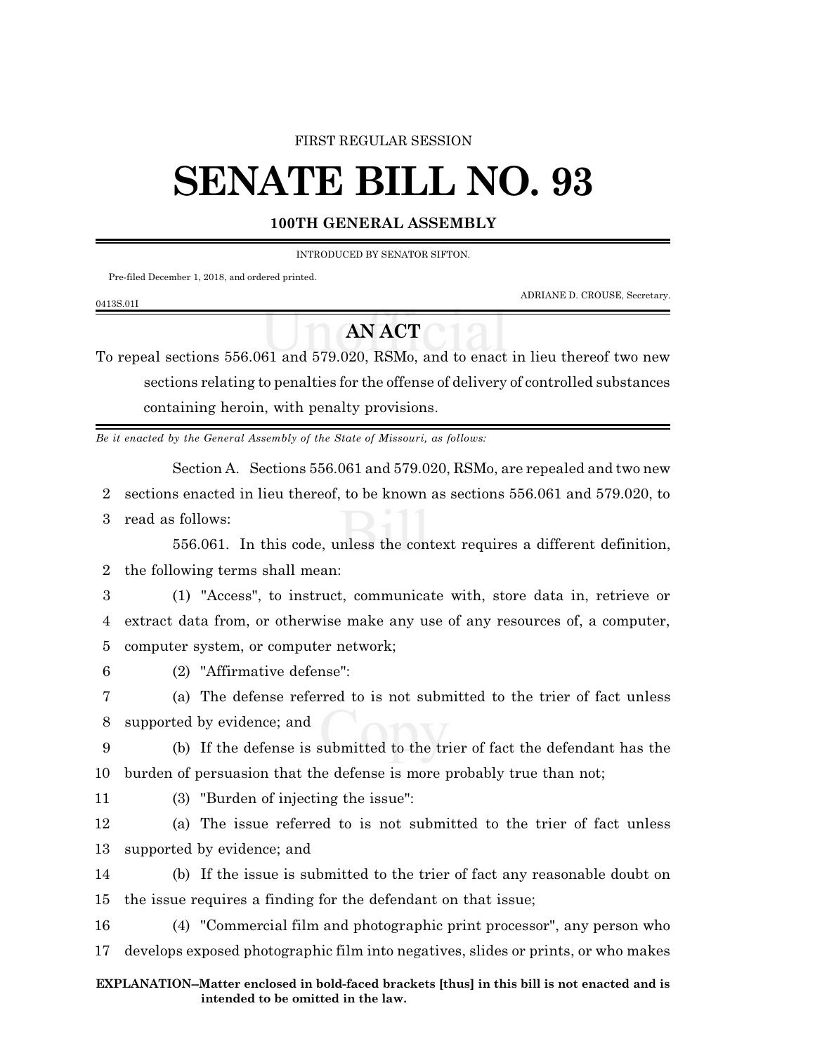FIRST REGULAR SESSION

# SENATE BILL NO. 93

## 100TH GENERAL ASSEMBLY

INTRODUCED BY SENATOR SIFTON.

Pre-filed December 1, 2018, and ordered printed.

ADRIANE D. CROUSE, Secretary.

0413S.01I

## AN ACT

To repeal sections 556.061 and 579.020, RSMo, and to enact in lieu thereof two new sections relating to penalties for the offense of delivery of controlled substances containing heroin, with penalty provisions.

*Be it enacted by the General Assembly of the State of Missouri, as follows:*

Section A. Sections 556.061 and 579.020, RSMo, are repealed and two new sections enacted in lieu thereof, to be known as sections 556.061 and 579.020, to read as follows:

556.061. In this code, unless the context requires a different definition, the following terms shall mean:

(1) "Access", to instruct, communicate with, store data in, retrieve or extract data from, or otherwise make any use of any resources of, a computer, computer system, or computer network;

(2) "Affirmative defense":

(a) The defense referred to is not submitted to the trier of fact unless supported by evidence; and

(b) If the defense is submitted to the trier of fact the defendant has the burden of persuasion that the defense is more probably true than not;

(3) "Burden of injecting the issue":

(a) The issue referred to is not submitted to the trier of fact unless supported by evidence; and

(b) If the issue is submitted to the trier of fact any reasonable doubt on the issue requires a finding for the defendant on that issue;

(4) "Commercial film and photographic print processor", any person who develops exposed photographic film into negatives, slides or prints, or who makes

**EXPLANATION–Matter enclosed in bold-faced brackets [thus] in this bill is not enacted and is intended to be omitted in the law.**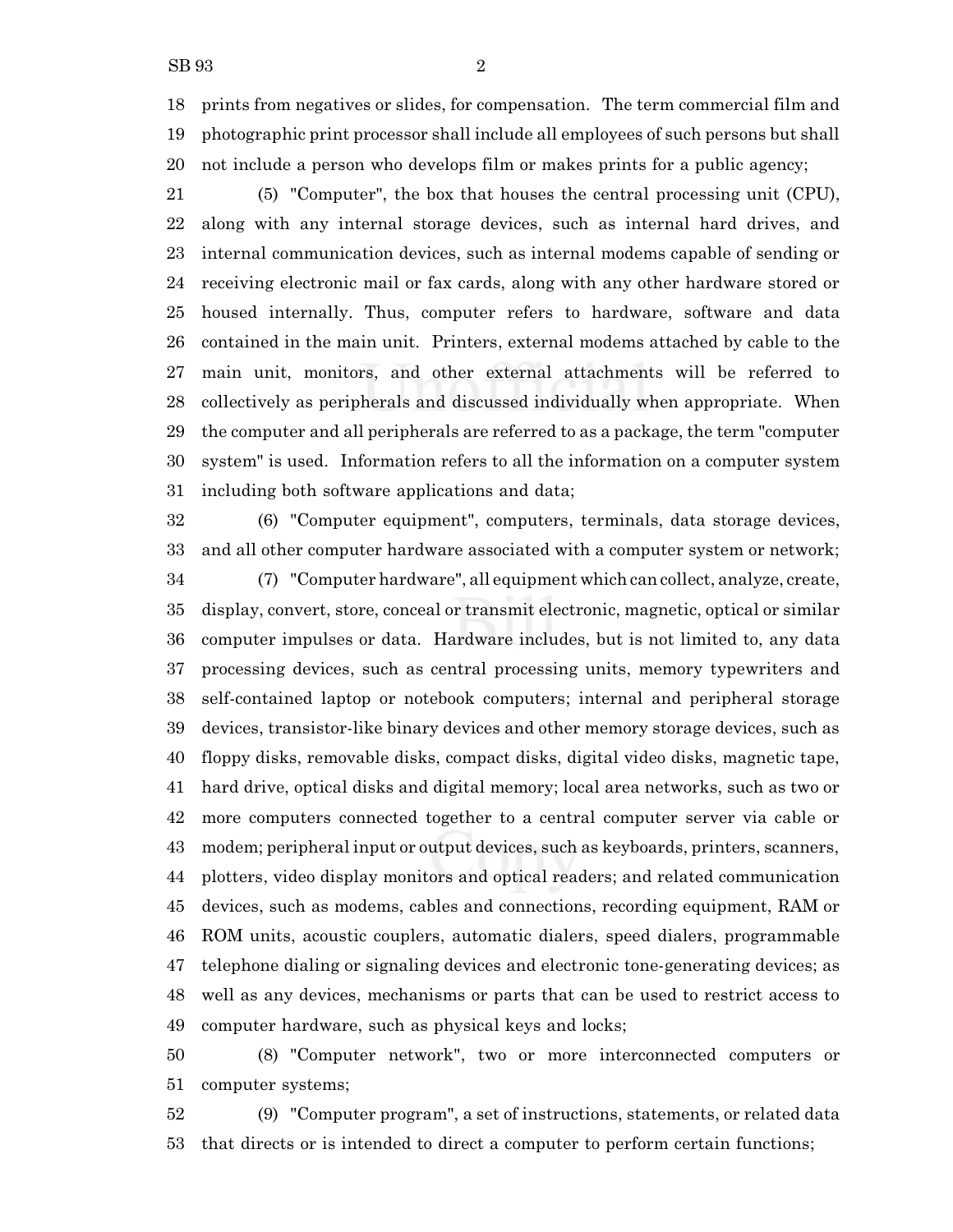prints from negatives or slides, for compensation. The term commercial film and photographic print processor shall include all employees of such persons but shall not include a person who develops film or makes prints for a public agency;

(5) "Computer", the box that houses the central processing unit (CPU), along with any internal storage devices, such as internal hard drives, and internal communication devices, such as internal modems capable of sending or receiving electronic mail or fax cards, along with any other hardware stored or housed internally. Thus, computer refers to hardware, software and data contained in the main unit. Printers, external modems attached by cable to the main unit, monitors, and other external attachments will be referred to collectively as peripherals and discussed individually when appropriate. When the computer and all peripherals are referred to as a package, the term "computer system" is used. Information refers to all the information on a computer system including both software applications and data;

(6) "Computer equipment", computers, terminals, data storage devices, and all other computer hardware associated with a computer system or network;

(7) "Computer hardware", all equipment which can collect, analyze, create, display, convert, store, conceal or transmit electronic, magnetic, optical or similar computer impulses or data. Hardware includes, but is not limited to, any data processing devices, such as central processing units, memory typewriters and self-contained laptop or notebook computers; internal and peripheral storage devices, transistor-like binary devices and other memory storage devices, such as floppy disks, removable disks, compact disks, digital video disks, magnetic tape, hard drive, optical disks and digital memory; local area networks, such as two or more computers connected together to a central computer server via cable or modem; peripheral input or output devices, such as keyboards, printers, scanners, plotters, video display monitors and optical readers; and related communication devices, such as modems, cables and connections, recording equipment, RAM or ROM units, acoustic couplers, automatic dialers, speed dialers, programmable telephone dialing or signaling devices and electronic tone-generating devices; as well as any devices, mechanisms or parts that can be used to restrict access to computer hardware, such as physical keys and locks;

(8) "Computer network", two or more interconnected computers or computer systems;

(9) "Computer program", a set of instructions, statements, or related data that directs or is intended to direct a computer to perform certain functions;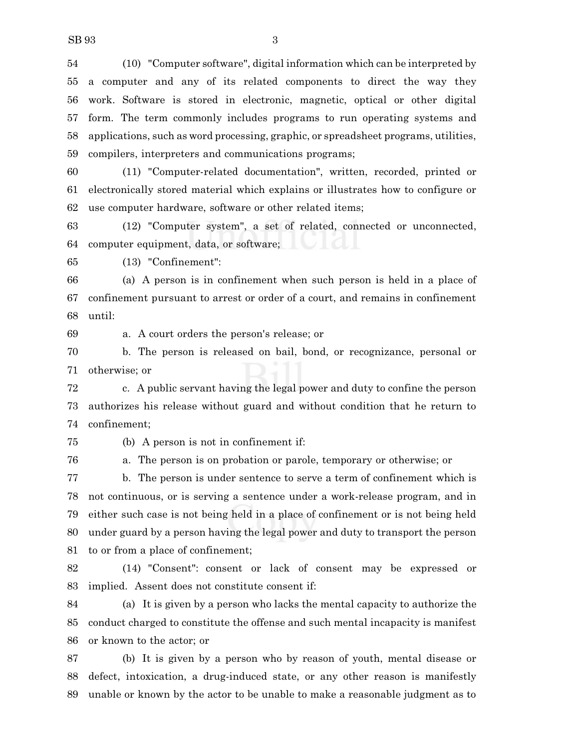(10) "Computer software", digital information which can be interpreted by a computer and any of its related components to direct the way they work. Software is stored in electronic, magnetic, optical or other digital form. The term commonly includes programs to run operating systems and applications, such as word processing, graphic, or spreadsheet programs, utilities, compilers, interpreters and communications programs;

(11) "Computer-related documentation", written, recorded, printed or electronically stored material which explains or illustrates how to configure or use computer hardware, software or other related items;

(12) "Computer system", a set of related, connected or unconnected, computer equipment, data, or software;

(13) "Confinement":

(a) A person is in confinement when such person is held in a place of confinement pursuant to arrest or order of a court, and remains in confinement until:

a. A court orders the person's release; or

b. The person is released on bail, bond, or recognizance, personal or otherwise; or

c. A public servant having the legal power and duty to confine the person authorizes his release without guard and without condition that he return to confinement;

(b) A person is not in confinement if:

a. The person is on probation or parole, temporary or otherwise; or

b. The person is under sentence to serve a term of confinement which is not continuous, or is serving a sentence under a work-release program, and in either such case is not being held in a place of confinement or is not being held under guard by a person having the legal power and duty to transport the person to or from a place of confinement;

(14) "Consent": consent or lack of consent may be expressed or implied. Assent does not constitute consent if:

(a) It is given by a person who lacks the mental capacity to authorize the conduct charged to constitute the offense and such mental incapacity is manifest or known to the actor; or

(b) It is given by a person who by reason of youth, mental disease or defect, intoxication, a drug-induced state, or any other reason is manifestly unable or known by the actor to be unable to make a reasonable judgment as to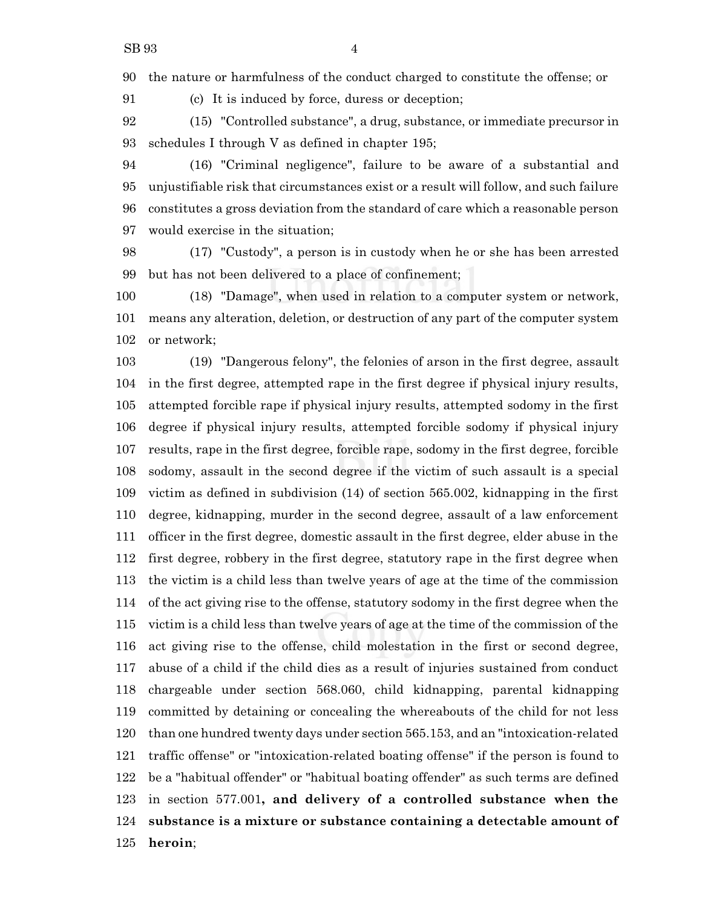the nature or harmfulness of the conduct charged to constitute the offense; or

(c) It is induced by force, duress or deception;

(15) "Controlled substance", a drug, substance, or immediate precursor in schedules I through V as defined in chapter 195;

(16) "Criminal negligence", failure to be aware of a substantial and unjustifiable risk that circumstances exist or a result will follow, and such failure constitutes a gross deviation from the standard of care which a reasonable person would exercise in the situation;

(17) "Custody", a person is in custody when he or she has been arrested but has not been delivered to a place of confinement;

(18) "Damage", when used in relation to a computer system or network, means any alteration, deletion, or destruction of any part of the computer system or network;

(19) "Dangerous felony", the felonies of arson in the first degree, assault in the first degree, attempted rape in the first degree if physical injury results, attempted forcible rape if physical injury results, attempted sodomy in the first degree if physical injury results, attempted forcible sodomy if physical injury results, rape in the first degree, forcible rape, sodomy in the first degree, forcible sodomy, assault in the second degree if the victim of such assault is a special victim as defined in subdivision (14) of section 565.002, kidnapping in the first degree, kidnapping, murder in the second degree, assault of a law enforcement officer in the first degree, domestic assault in the first degree, elder abuse in the first degree, robbery in the first degree, statutory rape in the first degree when the victim is a child less than twelve years of age at the time of the commission of the act giving rise to the offense, statutory sodomy in the first degree when the victim is a child less than twelve years of age at the time of the commission of the act giving rise to the offense, child molestation in the first or second degree, abuse of a child if the child dies as a result of injuries sustained from conduct chargeable under section 568.060, child kidnapping, parental kidnapping committed by detaining or concealing the whereabouts of the child for not less than one hundred twenty days under section 565.153, and an "intoxication-related traffic offense" or "intoxication-related boating offense" if the person is found to be a "habitual offender" or "habitual boating offender" as such terms are defined in section 577.001**, and delivery of a controlled substance when the substance is a mixture or substance containing a detectable amount of heroin**;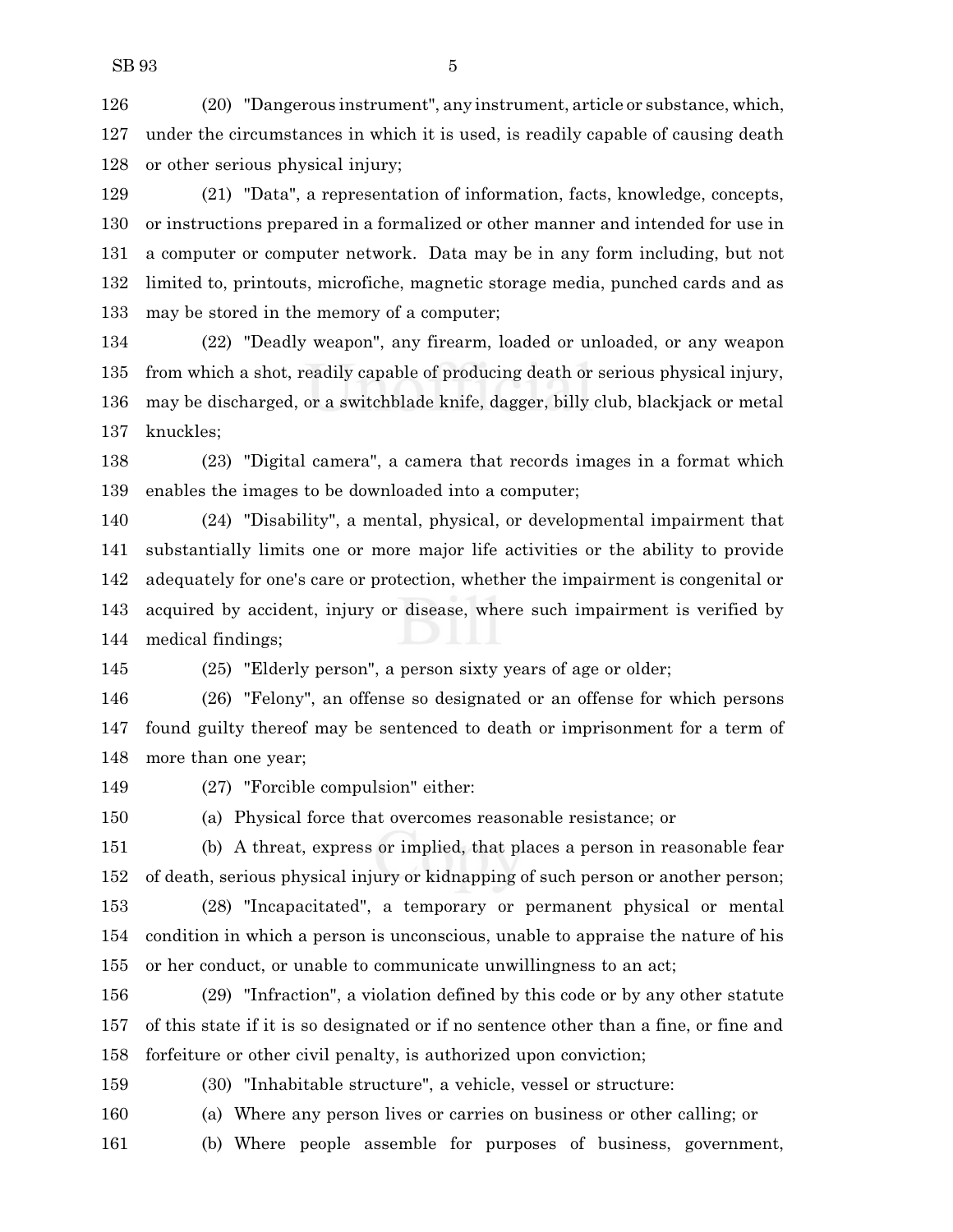(20) "Dangerous instrument", any instrument, article or substance, which, under the circumstances in which it is used, is readily capable of causing death or other serious physical injury;

(21) "Data", a representation of information, facts, knowledge, concepts, or instructions prepared in a formalized or other manner and intended for use in a computer or computer network. Data may be in any form including, but not limited to, printouts, microfiche, magnetic storage media, punched cards and as may be stored in the memory of a computer;

(22) "Deadly weapon", any firearm, loaded or unloaded, or any weapon from which a shot, readily capable of producing death or serious physical injury, may be discharged, or a switchblade knife, dagger, billy club, blackjack or metal knuckles;

(23) "Digital camera", a camera that records images in a format which enables the images to be downloaded into a computer;

(24) "Disability", a mental, physical, or developmental impairment that substantially limits one or more major life activities or the ability to provide adequately for one's care or protection, whether the impairment is congenital or acquired by accident, injury or disease, where such impairment is verified by medical findings;

(25) "Elderly person", a person sixty years of age or older;

(26) "Felony", an offense so designated or an offense for which persons found guilty thereof may be sentenced to death or imprisonment for a term of more than one year;

(27) "Forcible compulsion" either:

(a) Physical force that overcomes reasonable resistance; or

(b) A threat, express or implied, that places a person in reasonable fear of death, serious physical injury or kidnapping of such person or another person;

(28) "Incapacitated", a temporary or permanent physical or mental condition in which a person is unconscious, unable to appraise the nature of his or her conduct, or unable to communicate unwillingness to an act;

(29) "Infraction", a violation defined by this code or by any other statute of this state if it is so designated or if no sentence other than a fine, or fine and forfeiture or other civil penalty, is authorized upon conviction;

(30) "Inhabitable structure", a vehicle, vessel or structure:

(a) Where any person lives or carries on business or other calling; or

(b) Where people assemble for purposes of business, government,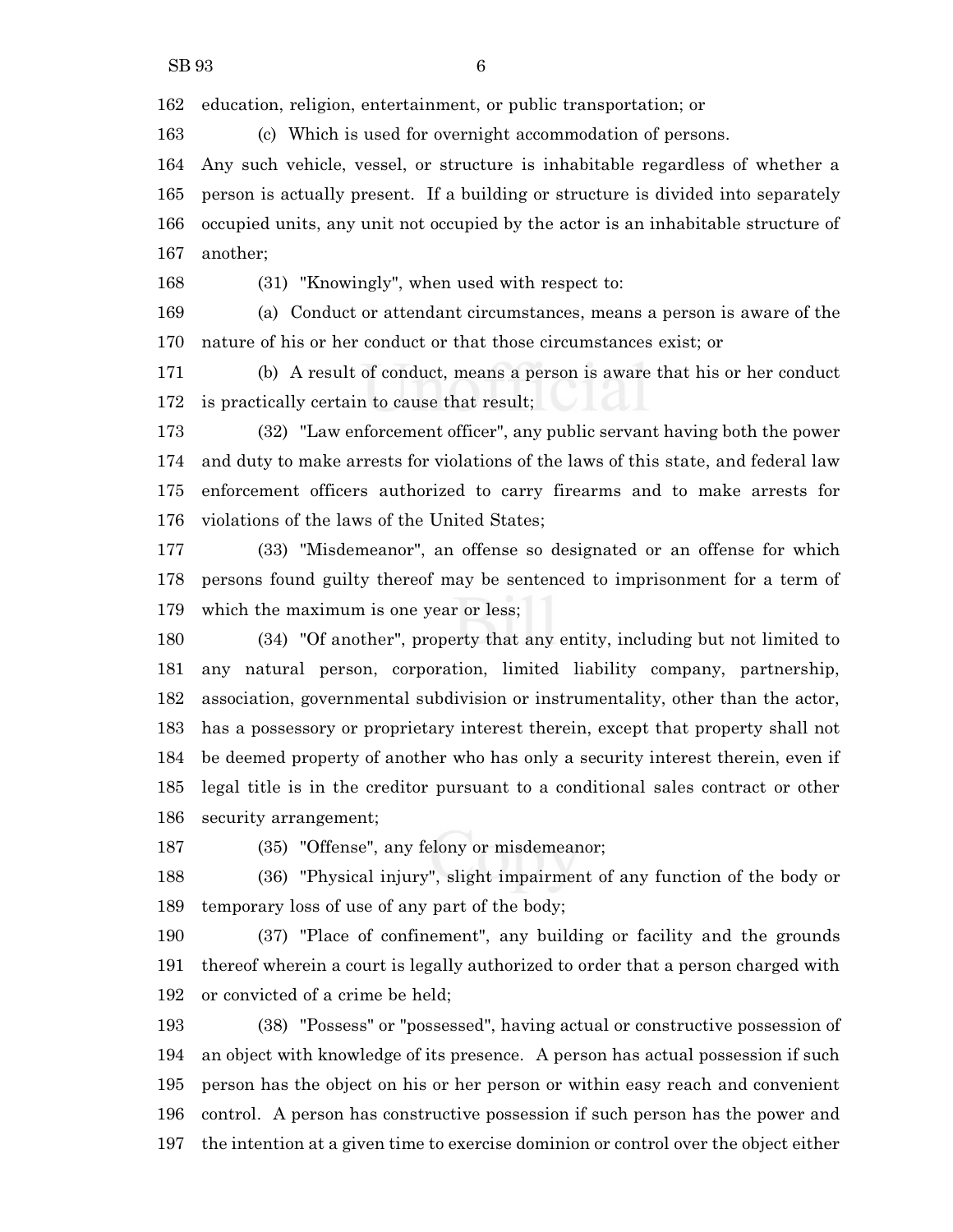education, religion, entertainment, or public transportation; or

(c) Which is used for overnight accommodation of persons.

Any such vehicle, vessel, or structure is inhabitable regardless of whether a person is actually present. If a building or structure is divided into separately occupied units, any unit not occupied by the actor is an inhabitable structure of another;

(31) "Knowingly", when used with respect to:

(a) Conduct or attendant circumstances, means a person is aware of the nature of his or her conduct or that those circumstances exist; or

(b) A result of conduct, means a person is aware that his or her conduct is practically certain to cause that result;

(32) "Law enforcement officer", any public servant having both the power and duty to make arrests for violations of the laws of this state, and federal law enforcement officers authorized to carry firearms and to make arrests for violations of the laws of the United States;

(33) "Misdemeanor", an offense so designated or an offense for which persons found guilty thereof may be sentenced to imprisonment for a term of which the maximum is one year or less;

(34) "Of another", property that any entity, including but not limited to any natural person, corporation, limited liability company, partnership, association, governmental subdivision or instrumentality, other than the actor, has a possessory or proprietary interest therein, except that property shall not be deemed property of another who has only a security interest therein, even if legal title is in the creditor pursuant to a conditional sales contract or other security arrangement;

(35) "Offense", any felony or misdemeanor;

(36) "Physical injury", slight impairment of any function of the body or temporary loss of use of any part of the body;

(37) "Place of confinement", any building or facility and the grounds thereof wherein a court is legally authorized to order that a person charged with or convicted of a crime be held;

(38) "Possess" or "possessed", having actual or constructive possession of an object with knowledge of its presence. A person has actual possession if such person has the object on his or her person or within easy reach and convenient control. A person has constructive possession if such person has the power and the intention at a given time to exercise dominion or control over the object either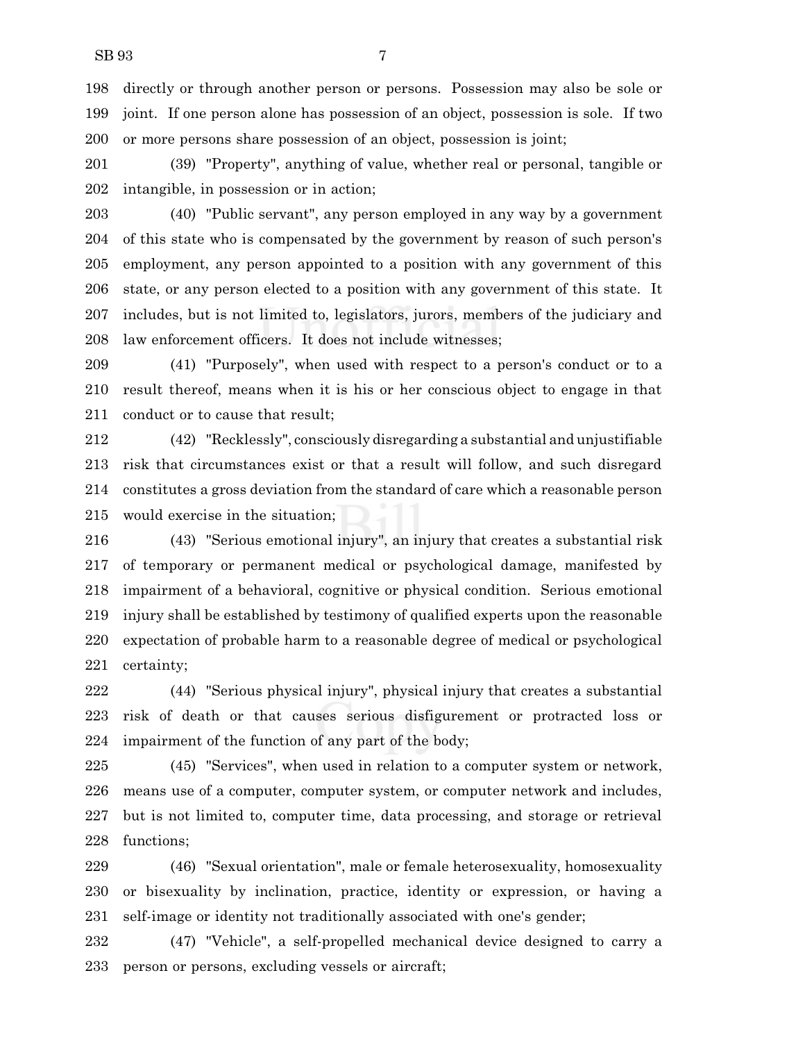directly or through another person or persons. Possession may also be sole or joint. If one person alone has possession of an object, possession is sole. If two or more persons share possession of an object, possession is joint;

(39) "Property", anything of value, whether real or personal, tangible or intangible, in possession or in action;

(40) "Public servant", any person employed in any way by a government of this state who is compensated by the government by reason of such person's employment, any person appointed to a position with any government of this state, or any person elected to a position with any government of this state. It includes, but is not limited to, legislators, jurors, members of the judiciary and law enforcement officers. It does not include witnesses;

(41) "Purposely", when used with respect to a person's conduct or to a result thereof, means when it is his or her conscious object to engage in that conduct or to cause that result;

(42) "Recklessly", consciously disregarding a substantial and unjustifiable risk that circumstances exist or that a result will follow, and such disregard constitutes a gross deviation from the standard of care which a reasonable person would exercise in the situation;

(43) "Serious emotional injury", an injury that creates a substantial risk of temporary or permanent medical or psychological damage, manifested by impairment of a behavioral, cognitive or physical condition. Serious emotional injury shall be established by testimony of qualified experts upon the reasonable expectation of probable harm to a reasonable degree of medical or psychological certainty;

(44) "Serious physical injury", physical injury that creates a substantial risk of death or that causes serious disfigurement or protracted loss or impairment of the function of any part of the body;

(45) "Services", when used in relation to a computer system or network, means use of a computer, computer system, or computer network and includes, but is not limited to, computer time, data processing, and storage or retrieval functions;

(46) "Sexual orientation", male or female heterosexuality, homosexuality or bisexuality by inclination, practice, identity or expression, or having a self-image or identity not traditionally associated with one's gender;

(47) "Vehicle", a self-propelled mechanical device designed to carry a person or persons, excluding vessels or aircraft;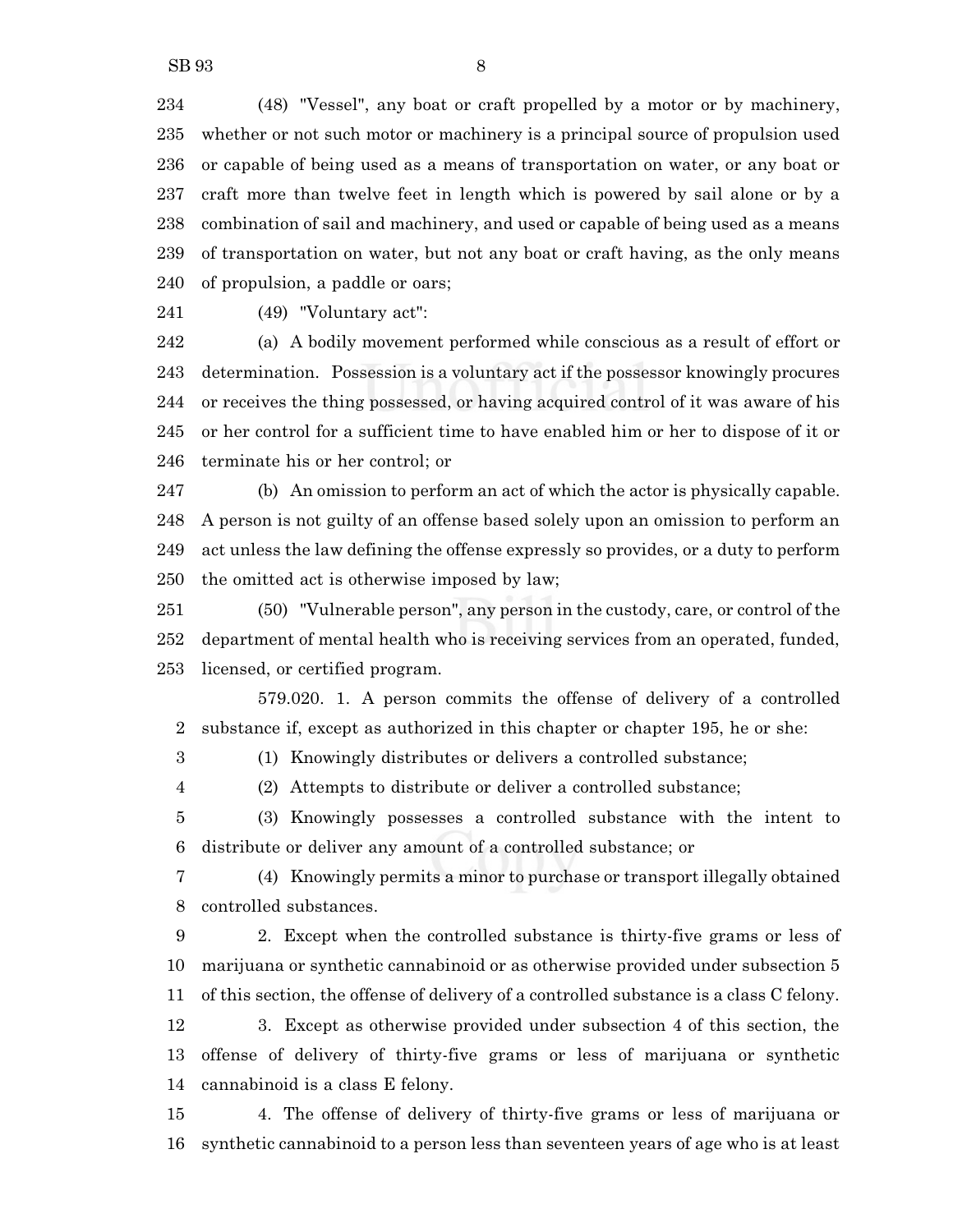(48) "Vessel", any boat or craft propelled by a motor or by machinery, whether or not such motor or machinery is a principal source of propulsion used or capable of being used as a means of transportation on water, or any boat or craft more than twelve feet in length which is powered by sail alone or by a combination of sail and machinery, and used or capable of being used as a means of transportation on water, but not any boat or craft having, as the only means of propulsion, a paddle or oars;

(49) "Voluntary act":

(a) A bodily movement performed while conscious as a result of effort or determination. Possession is a voluntary act if the possessor knowingly procures or receives the thing possessed, or having acquired control of it was aware of his or her control for a sufficient time to have enabled him or her to dispose of it or terminate his or her control; or

(b) An omission to perform an act of which the actor is physically capable. A person is not guilty of an offense based solely upon an omission to perform an act unless the law defining the offense expressly so provides, or a duty to perform the omitted act is otherwise imposed by law;

(50) "Vulnerable person", any person in the custody, care, or control of the department of mental health who is receiving services from an operated, funded, licensed, or certified program.

579.020. 1. A person commits the offense of delivery of a controlled substance if, except as authorized in this chapter or chapter 195, he or she:

(1) Knowingly distributes or delivers a controlled substance;

(2) Attempts to distribute or deliver a controlled substance;

(3) Knowingly possesses a controlled substance with the intent to distribute or deliver any amount of a controlled substance; or

(4) Knowingly permits a minor to purchase or transport illegally obtained controlled substances.

2. Except when the controlled substance is thirty-five grams or less of marijuana or synthetic cannabinoid or as otherwise provided under subsection 5 of this section, the offense of delivery of a controlled substance is a class C felony.

3. Except as otherwise provided under subsection 4 of this section, the offense of delivery of thirty-five grams or less of marijuana or synthetic cannabinoid is a class E felony.

4. The offense of delivery of thirty-five grams or less of marijuana or synthetic cannabinoid to a person less than seventeen years of age who is at least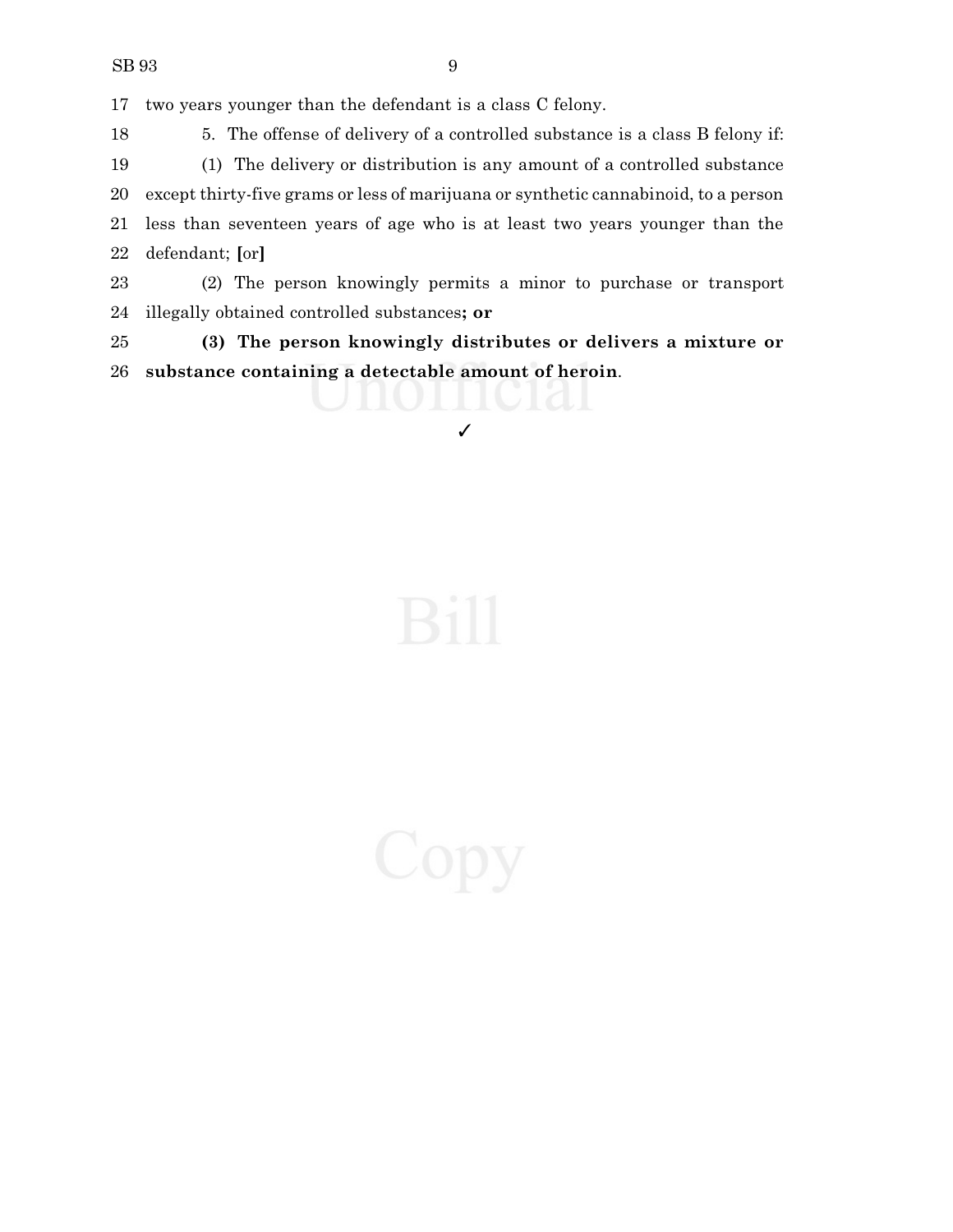two years younger than the defendant is a class C felony.

5. The offense of delivery of a controlled substance is a class B felony if:

(1) The delivery or distribution is any amount of a controlled substance except thirty-five grams or less of marijuana or synthetic cannabinoid, to a person less than seventeen years of age who is at least two years younger than the defendant; **[**or**]**

(2) The person knowingly permits a minor to purchase or transport illegally obtained controlled substances**; or**

**(3) The person knowingly distributes or delivers a mixture or substance containing a detectable amount of heroin**.

✓